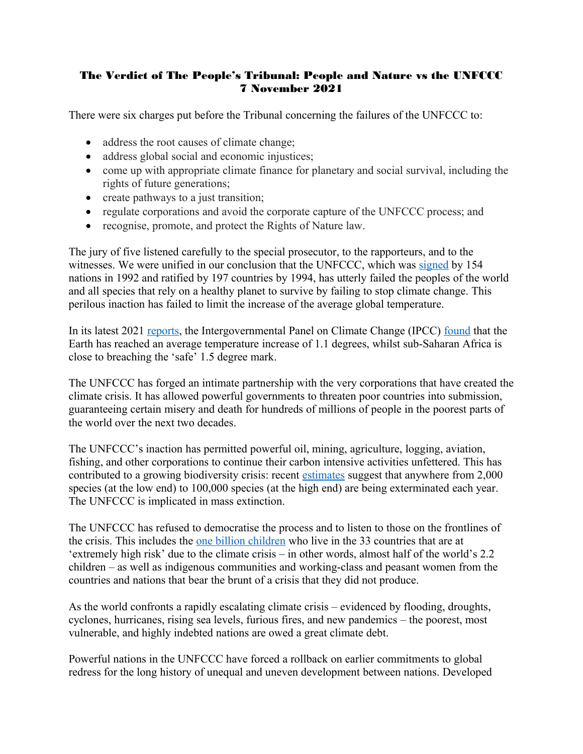# The Verdict of The People's Tribunal: People and Nature vs the UNFCCC
## 7 November 2021

There were six charges put before the Tribunal concerning the failures of the UNFCCC to:

- address the root causes of climate change;
- address global social and economic injustices;
- come up with appropriate climate finance for planetary and social survival, including the rights of future generations;
- create pathways to a just transition;
- regulate corporations and avoid the corporate capture of the UNFCCC process; and
- recognise, promote, and protect the Rights of Nature law.

The jury of five listened carefully to the special prosecutor, to the rapporteurs, and to the witnesses. We were unified in our conclusion that the UNFCCC, which was signed by 154 nations in 1992 and ratified by 197 countries by 1994, has utterly failed the peoples of the world and all species that rely on a healthy planet to survive by failing to stop climate change. This perilous inaction has failed to limit the increase of the average global temperature.

In its latest 2021 reports, the Intergovernmental Panel on Climate Change (IPCC) found that the Earth has reached an average temperature increase of 1.1 degrees, whilst sub-Saharan Africa is close to breaching the 'safe' 1.5 degree mark.

The UNFCCC has forged an intimate partnership with the very corporations that have created the climate crisis. It has allowed powerful governments to threaten poor countries into submission, guaranteeing certain misery and death for hundreds of millions of people in the poorest parts of the world over the next two decades.

The UNFCCC's inaction has permitted powerful oil, mining, agriculture, logging, aviation, fishing, and other corporations to continue their carbon intensive activities unfettered. This has contributed to a growing biodiversity crisis: recent estimates suggest that anywhere from 2,000 species (at the low end) to 100,000 species (at the high end) are being exterminated each year. The UNFCCC is implicated in mass extinction.

The UNFCCC has refused to democratise the process and to listen to those on the frontlines of the crisis. This includes the one billion children who live in the 33 countries that are at 'extremely high risk' due to the climate crisis – in other words, almost half of the world's 2.2 children – as well as indigenous communities and working-class and peasant women from the countries and nations that bear the brunt of a crisis that they did not produce.

As the world confronts a rapidly escalating climate crisis – evidenced by flooding, droughts, cyclones, hurricanes, rising sea levels, furious fires, and new pandemics – the poorest, most vulnerable, and highly indebted nations are owed a great climate debt.

Powerful nations in the UNFCCC have forced a rollback on earlier commitments to global redress for the long history of unequal and uneven development between nations. Developed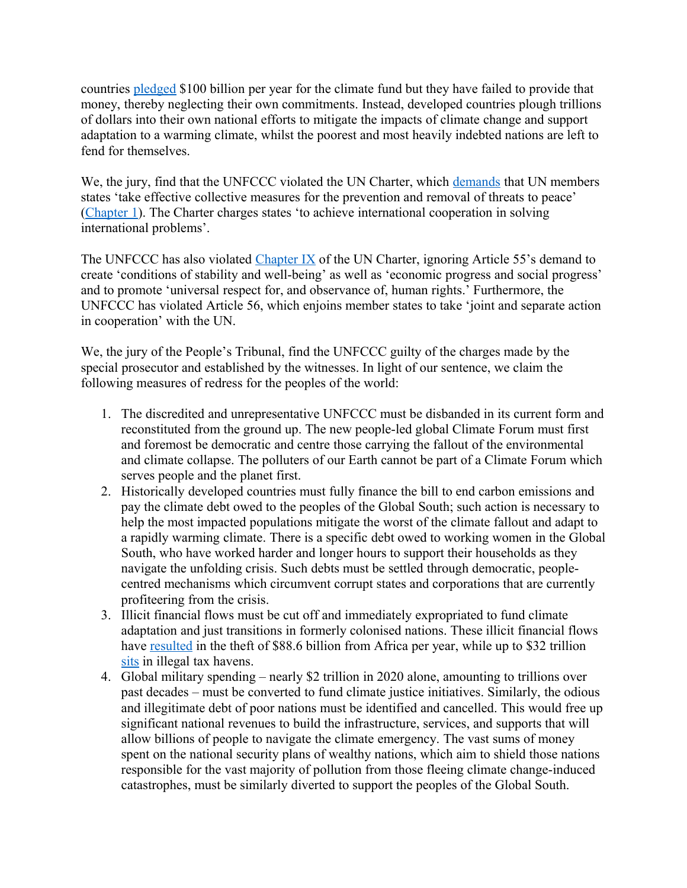countries pledged $100 billion per year for the climate fund but they have failed to provide that money, thereby neglecting their own commitments. Instead, developed countries plough trillions of dollars into their own national efforts to mitigate the impacts of climate change and support adaptation to a warming climate, whilst the poorest and most heavily indebted nations are left to fend for themselves.

We, the jury, find that the UNFCCC violated the UN Charter, which demands that UN members states 'take effective collective measures for the prevention and removal of threats to peace' (Chapter 1). The Charter charges states 'to achieve international cooperation in solving international problems'.

The UNFCCC has also violated Chapter IX of the UN Charter, ignoring Article 55's demand to create 'conditions of stability and well-being' as well as 'economic progress and social progress' and to promote 'universal respect for, and observance of, human rights.' Furthermore, the UNFCCC has violated Article 56, which enjoins member states to take 'joint and separate action in cooperation' with the UN.

We, the jury of the People's Tribunal, find the UNFCCC guilty of the charges made by the special prosecutor and established by the witnesses. In light of our sentence, we claim the following measures of redress for the peoples of the world:

1. The discredited and unrepresentative UNFCCC must be disbanded in its current form and reconstituted from the ground up. The new people-led global Climate Forum must first and foremost be democratic and centre those carrying the fallout of the environmental and climate collapse. The polluters of our Earth cannot be part of a Climate Forum which serves people and the planet first.
2. Historically developed countries must fully finance the bill to end carbon emissions and pay the climate debt owed to the peoples of the Global South; such action is necessary to help the most impacted populations mitigate the worst of the climate fallout and adapt to a rapidly warming climate. There is a specific debt owed to working women in the Global South, who have worked harder and longer hours to support their households as they navigate the unfolding crisis. Such debts must be settled through democratic, people-centred mechanisms which circumvent corrupt states and corporations that are currently profiteering from the crisis.
3. Illicit financial flows must be cut off and immediately expropriated to fund climate adaptation and just transitions in formerly colonised nations. These illicit financial flows have resulted in the theft of $88.6 billion from Africa per year, while up to $32 trillion sits in illegal tax havens.
4. Global military spending – nearly $2 trillion in 2020 alone, amounting to trillions over past decades – must be converted to fund climate justice initiatives. Similarly, the odious and illegitimate debt of poor nations must be identified and cancelled. This would free up significant national revenues to build the infrastructure, services, and supports that will allow billions of people to navigate the climate emergency. The vast sums of money spent on the national security plans of wealthy nations, which aim to shield those nations responsible for the vast majority of pollution from those fleeing climate change-induced catastrophes, must be similarly diverted to support the peoples of the Global South.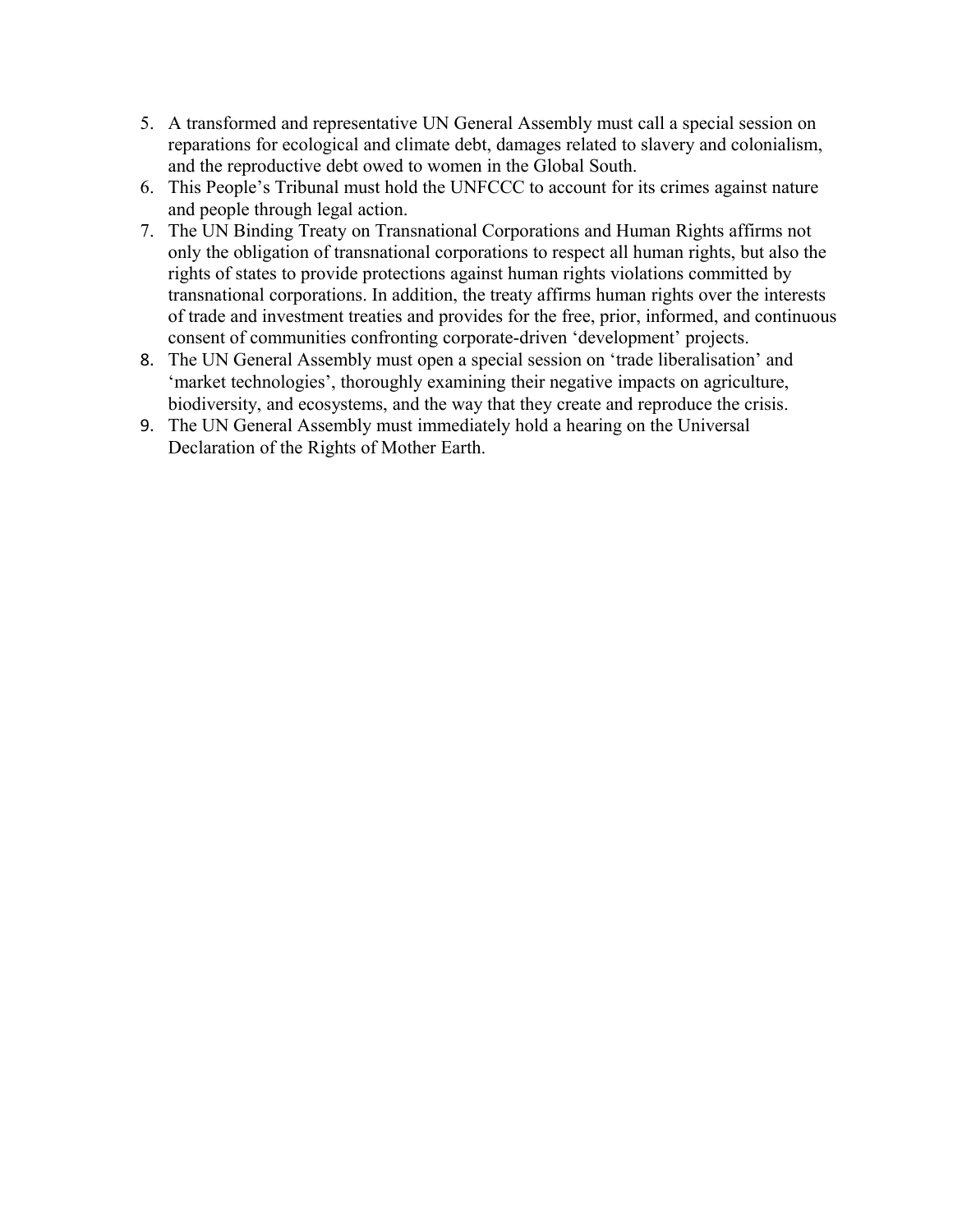5. A transformed and representative UN General Assembly must call a special session on reparations for ecological and climate debt, damages related to slavery and colonialism, and the reproductive debt owed to women in the Global South.
6. This People's Tribunal must hold the UNFCCC to account for its crimes against nature and people through legal action.
7. The UN Binding Treaty on Transnational Corporations and Human Rights affirms not only the obligation of transnational corporations to respect all human rights, but also the rights of states to provide protections against human rights violations committed by transnational corporations. In addition, the treaty affirms human rights over the interests of trade and investment treaties and provides for the free, prior, informed, and continuous consent of communities confronting corporate-driven 'development' projects.
8. The UN General Assembly must open a special session on 'trade liberalisation' and 'market technologies', thoroughly examining their negative impacts on agriculture, biodiversity, and ecosystems, and the way that they create and reproduce the crisis.
9. The UN General Assembly must immediately hold a hearing on the Universal Declaration of the Rights of Mother Earth.